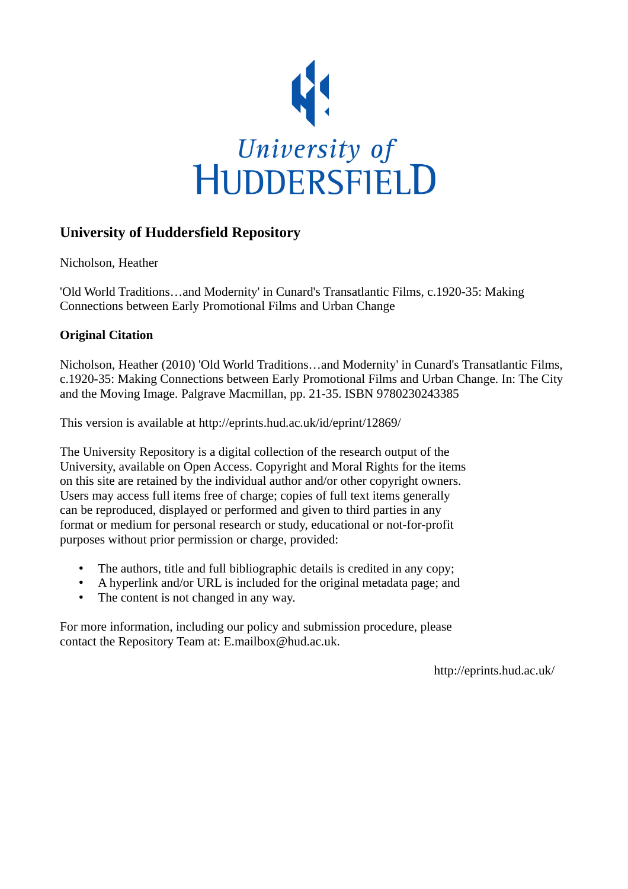University of HUDDERSFIELD

# University of Huddersfield Repository

Nicholson, Heather

'Old World Traditions…and Modernity' in Cunard's Transatlantic Films, c.1920-35: Making Connections between Early Promotional Films and Urban Change

## Original Citation

Nicholson, Heather (2010) 'Old World Traditions…and Modernity' in Cunard's Transatlantic Films, c.1920-35: Making Connections between Early Promotional Films and Urban Change. In: The City and the Moving Image. Palgrave Macmillan, pp. 21-35. ISBN 9780230243385

This version is available at http://eprints.hud.ac.uk/id/eprint/12869/

The University Repository is a digital collection of the research output of the University, available on Open Access. Copyright and Moral Rights for the items on this site are retained by the individual author and/or other copyright owners. Users may access full items free of charge; copies of full text items generally can be reproduced, displayed or performed and given to third parties in any format or medium for personal research or study, educational or not-for-profit purposes without prior permission or charge, provided:

- The authors, title and full bibliographic details is credited in any copy;
- A hyperlink and/or URL is included for the original metadata page; and
- The content is not changed in any way.

For more information, including our policy and submission procedure, please contact the Repository Team at: E.mailbox@hud.ac.uk.

http://eprints.hud.ac.uk/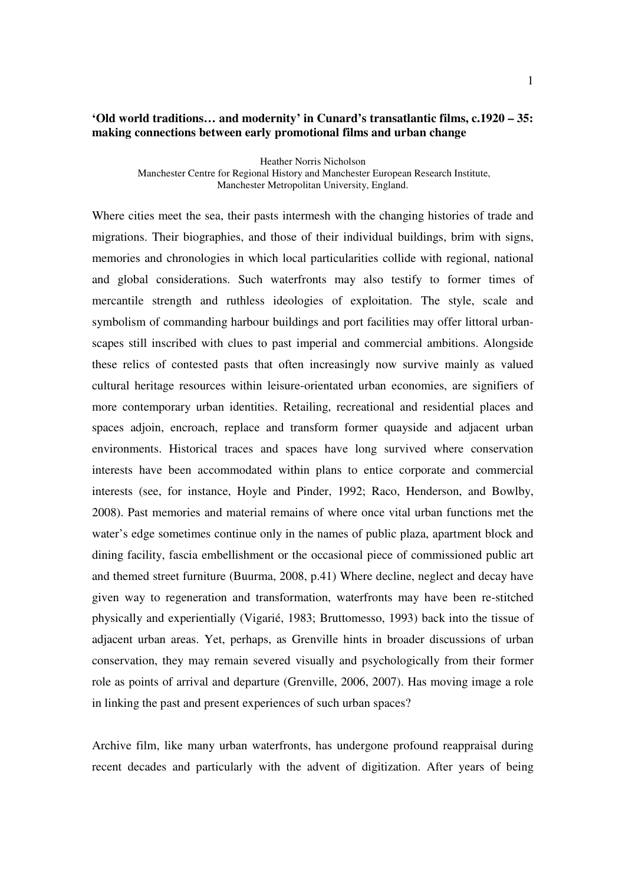**'Old world traditions… and modernity' in Cunard's transatlantic films, c.1920 – 35: making connections between early promotional films and urban change**

Heather Norris Nicholson
Manchester Centre for Regional History and Manchester European Research Institute, Manchester Metropolitan University, England.

Where cities meet the sea, their pasts intermesh with the changing histories of trade and migrations. Their biographies, and those of their individual buildings, brim with signs, memories and chronologies in which local particularities collide with regional, national and global considerations. Such waterfronts may also testify to former times of mercantile strength and ruthless ideologies of exploitation. The style, scale and symbolism of commanding harbour buildings and port facilities may offer littoral urban-scapes still inscribed with clues to past imperial and commercial ambitions. Alongside these relics of contested pasts that often increasingly now survive mainly as valued cultural heritage resources within leisure-orientated urban economies, are signifiers of more contemporary urban identities. Retailing, recreational and residential places and spaces adjoin, encroach, replace and transform former quayside and adjacent urban environments. Historical traces and spaces have long survived where conservation interests have been accommodated within plans to entice corporate and commercial interests (see, for instance, Hoyle and Pinder, 1992; Raco, Henderson, and Bowlby, 2008). Past memories and material remains of where once vital urban functions met the water's edge sometimes continue only in the names of public plaza, apartment block and dining facility, fascia embellishment or the occasional piece of commissioned public art and themed street furniture (Buurma, 2008, p.41) Where decline, neglect and decay have given way to regeneration and transformation, waterfronts may have been re-stitched physically and experientially (Vigarié, 1983; Bruttomesso, 1993) back into the tissue of adjacent urban areas. Yet, perhaps, as Grenville hints in broader discussions of urban conservation, they may remain severed visually and psychologically from their former role as points of arrival and departure (Grenville, 2006, 2007). Has moving image a role in linking the past and present experiences of such urban spaces?

Archive film, like many urban waterfronts, has undergone profound reappraisal during recent decades and particularly with the advent of digitization. After years of being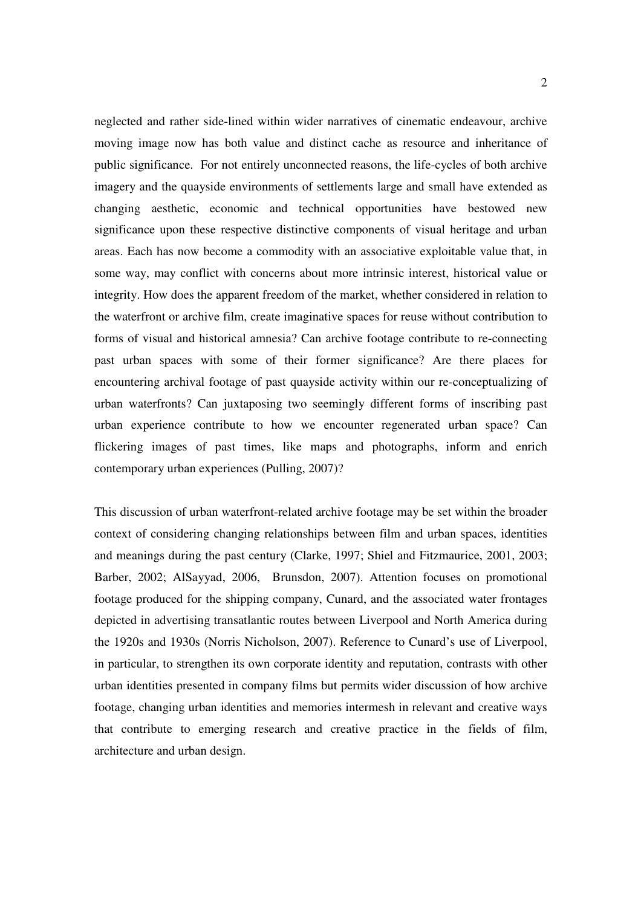neglected and rather side-lined within wider narratives of cinematic endeavour, archive moving image now has both value and distinct cache as resource and inheritance of public significance. For not entirely unconnected reasons, the life-cycles of both archive imagery and the quayside environments of settlements large and small have extended as changing aesthetic, economic and technical opportunities have bestowed new significance upon these respective distinctive components of visual heritage and urban areas. Each has now become a commodity with an associative exploitable value that, in some way, may conflict with concerns about more intrinsic interest, historical value or integrity. How does the apparent freedom of the market, whether considered in relation to the waterfront or archive film, create imaginative spaces for reuse without contribution to forms of visual and historical amnesia? Can archive footage contribute to re-connecting past urban spaces with some of their former significance? Are there places for encountering archival footage of past quayside activity within our re-conceptualizing of urban waterfronts? Can juxtaposing two seemingly different forms of inscribing past urban experience contribute to how we encounter regenerated urban space? Can flickering images of past times, like maps and photographs, inform and enrich contemporary urban experiences (Pulling, 2007)?

This discussion of urban waterfront-related archive footage may be set within the broader context of considering changing relationships between film and urban spaces, identities and meanings during the past century (Clarke, 1997; Shiel and Fitzmaurice, 2001, 2003; Barber, 2002; AlSayyad, 2006, Brunsdon, 2007). Attention focuses on promotional footage produced for the shipping company, Cunard, and the associated water frontages depicted in advertising transatlantic routes between Liverpool and North America during the 1920s and 1930s (Norris Nicholson, 2007). Reference to Cunard's use of Liverpool, in particular, to strengthen its own corporate identity and reputation, contrasts with other urban identities presented in company films but permits wider discussion of how archive footage, changing urban identities and memories intermesh in relevant and creative ways that contribute to emerging research and creative practice in the fields of film, architecture and urban design.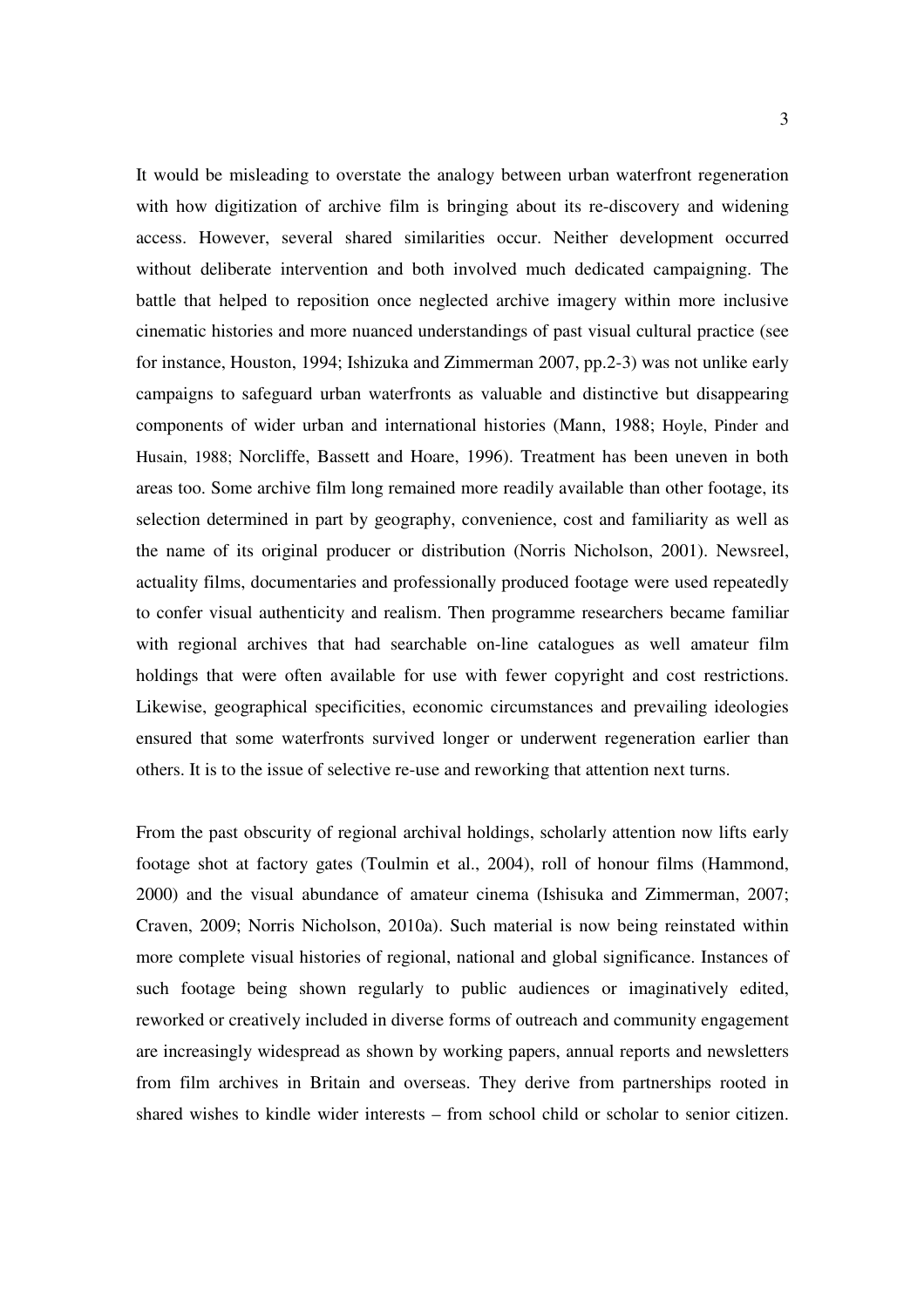It would be misleading to overstate the analogy between urban waterfront regeneration with how digitization of archive film is bringing about its re-discovery and widening access. However, several shared similarities occur. Neither development occurred without deliberate intervention and both involved much dedicated campaigning. The battle that helped to reposition once neglected archive imagery within more inclusive cinematic histories and more nuanced understandings of past visual cultural practice (see for instance, Houston, 1994; Ishizuka and Zimmerman 2007, pp.2-3) was not unlike early campaigns to safeguard urban waterfronts as valuable and distinctive but disappearing components of wider urban and international histories (Mann, 1988; Hoyle, Pinder and Husain, 1988; Norcliffe, Bassett and Hoare, 1996). Treatment has been uneven in both areas too. Some archive film long remained more readily available than other footage, its selection determined in part by geography, convenience, cost and familiarity as well as the name of its original producer or distribution (Norris Nicholson, 2001). Newsreel, actuality films, documentaries and professionally produced footage were used repeatedly to confer visual authenticity and realism. Then programme researchers became familiar with regional archives that had searchable on-line catalogues as well amateur film holdings that were often available for use with fewer copyright and cost restrictions. Likewise, geographical specificities, economic circumstances and prevailing ideologies ensured that some waterfronts survived longer or underwent regeneration earlier than others. It is to the issue of selective re-use and reworking that attention next turns.

From the past obscurity of regional archival holdings, scholarly attention now lifts early footage shot at factory gates (Toulmin et al., 2004), roll of honour films (Hammond, 2000) and the visual abundance of amateur cinema (Ishisuka and Zimmerman, 2007; Craven, 2009; Norris Nicholson, 2010a). Such material is now being reinstated within more complete visual histories of regional, national and global significance. Instances of such footage being shown regularly to public audiences or imaginatively edited, reworked or creatively included in diverse forms of outreach and community engagement are increasingly widespread as shown by working papers, annual reports and newsletters from film archives in Britain and overseas. They derive from partnerships rooted in shared wishes to kindle wider interests – from school child or scholar to senior citizen.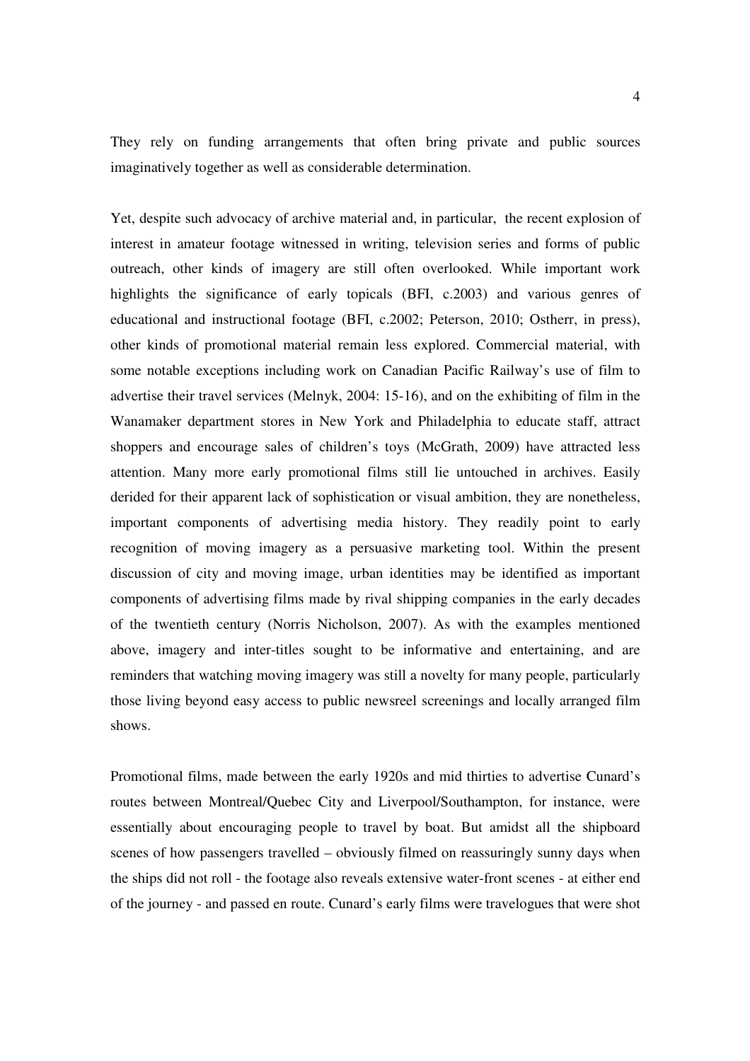They rely on funding arrangements that often bring private and public sources imaginatively together as well as considerable determination.

Yet, despite such advocacy of archive material and, in particular, the recent explosion of interest in amateur footage witnessed in writing, television series and forms of public outreach, other kinds of imagery are still often overlooked. While important work highlights the significance of early topicals (BFI, c.2003) and various genres of educational and instructional footage (BFI, c.2002; Peterson, 2010; Ostherr, in press), other kinds of promotional material remain less explored. Commercial material, with some notable exceptions including work on Canadian Pacific Railway's use of film to advertise their travel services (Melnyk, 2004: 15-16), and on the exhibiting of film in the Wanamaker department stores in New York and Philadelphia to educate staff, attract shoppers and encourage sales of children's toys (McGrath, 2009) have attracted less attention. Many more early promotional films still lie untouched in archives. Easily derided for their apparent lack of sophistication or visual ambition, they are nonetheless, important components of advertising media history. They readily point to early recognition of moving imagery as a persuasive marketing tool. Within the present discussion of city and moving image, urban identities may be identified as important components of advertising films made by rival shipping companies in the early decades of the twentieth century (Norris Nicholson, 2007). As with the examples mentioned above, imagery and inter-titles sought to be informative and entertaining, and are reminders that watching moving imagery was still a novelty for many people, particularly those living beyond easy access to public newsreel screenings and locally arranged film shows.

Promotional films, made between the early 1920s and mid thirties to advertise Cunard's routes between Montreal/Quebec City and Liverpool/Southampton, for instance, were essentially about encouraging people to travel by boat. But amidst all the shipboard scenes of how passengers travelled – obviously filmed on reassuringly sunny days when the ships did not roll - the footage also reveals extensive water-front scenes - at either end of the journey - and passed en route. Cunard's early films were travelogues that were shot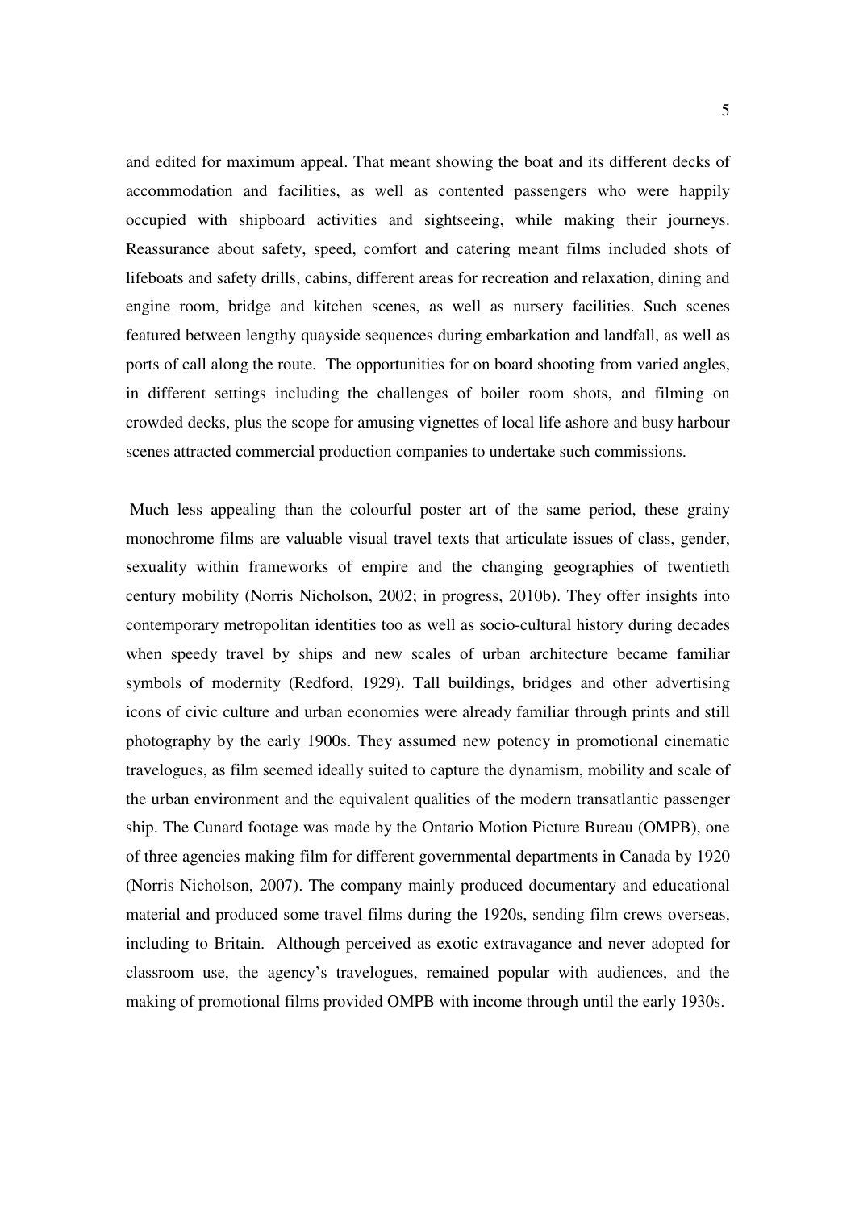and edited for maximum appeal. That meant showing the boat and its different decks of accommodation and facilities, as well as contented passengers who were happily occupied with shipboard activities and sightseeing, while making their journeys. Reassurance about safety, speed, comfort and catering meant films included shots of lifeboats and safety drills, cabins, different areas for recreation and relaxation, dining and engine room, bridge and kitchen scenes, as well as nursery facilities. Such scenes featured between lengthy quayside sequences during embarkation and landfall, as well as ports of call along the route. The opportunities for on board shooting from varied angles, in different settings including the challenges of boiler room shots, and filming on crowded decks, plus the scope for amusing vignettes of local life ashore and busy harbour scenes attracted commercial production companies to undertake such commissions.

Much less appealing than the colourful poster art of the same period, these grainy monochrome films are valuable visual travel texts that articulate issues of class, gender, sexuality within frameworks of empire and the changing geographies of twentieth century mobility (Norris Nicholson, 2002; in progress, 2010b). They offer insights into contemporary metropolitan identities too as well as socio-cultural history during decades when speedy travel by ships and new scales of urban architecture became familiar symbols of modernity (Redford, 1929). Tall buildings, bridges and other advertising icons of civic culture and urban economies were already familiar through prints and still photography by the early 1900s. They assumed new potency in promotional cinematic travelogues, as film seemed ideally suited to capture the dynamism, mobility and scale of the urban environment and the equivalent qualities of the modern transatlantic passenger ship. The Cunard footage was made by the Ontario Motion Picture Bureau (OMPB), one of three agencies making film for different governmental departments in Canada by 1920 (Norris Nicholson, 2007). The company mainly produced documentary and educational material and produced some travel films during the 1920s, sending film crews overseas, including to Britain. Although perceived as exotic extravagance and never adopted for classroom use, the agency's travelogues, remained popular with audiences, and the making of promotional films provided OMPB with income through until the early 1930s.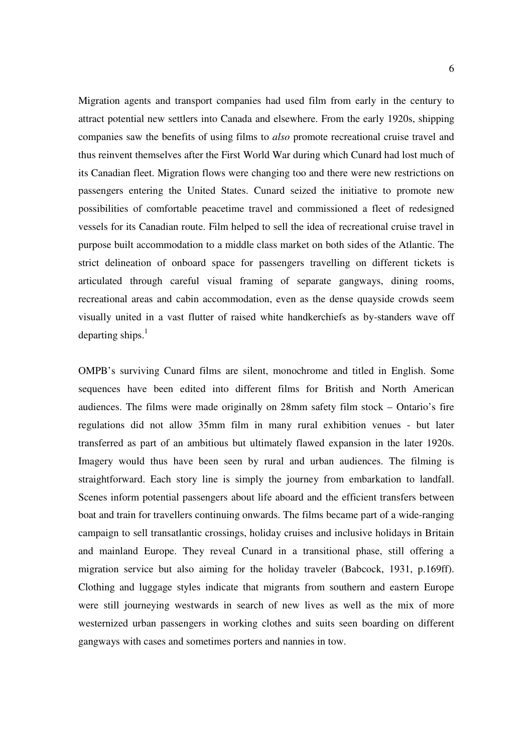Migration agents and transport companies had used film from early in the century to attract potential new settlers into Canada and elsewhere. From the early 1920s, shipping companies saw the benefits of using films to *also* promote recreational cruise travel and thus reinvent themselves after the First World War during which Cunard had lost much of its Canadian fleet. Migration flows were changing too and there were new restrictions on passengers entering the United States. Cunard seized the initiative to promote new possibilities of comfortable peacetime travel and commissioned a fleet of redesigned vessels for its Canadian route. Film helped to sell the idea of recreational cruise travel in purpose built accommodation to a middle class market on both sides of the Atlantic. The strict delineation of onboard space for passengers travelling on different tickets is articulated through careful visual framing of separate gangways, dining rooms, recreational areas and cabin accommodation, even as the dense quayside crowds seem visually united in a vast flutter of raised white handkerchiefs as by-standers wave off departing ships.[1]

OMPB's surviving Cunard films are silent, monochrome and titled in English. Some sequences have been edited into different films for British and North American audiences. The films were made originally on 28mm safety film stock – Ontario's fire regulations did not allow 35mm film in many rural exhibition venues - but later transferred as part of an ambitious but ultimately flawed expansion in the later 1920s. Imagery would thus have been seen by rural and urban audiences. The filming is straightforward. Each story line is simply the journey from embarkation to landfall. Scenes inform potential passengers about life aboard and the efficient transfers between boat and train for travellers continuing onwards. The films became part of a wide-ranging campaign to sell transatlantic crossings, holiday cruises and inclusive holidays in Britain and mainland Europe. They reveal Cunard in a transitional phase, still offering a migration service but also aiming for the holiday traveler (Babcock, 1931, p.169ff). Clothing and luggage styles indicate that migrants from southern and eastern Europe were still journeying westwards in search of new lives as well as the mix of more westernized urban passengers in working clothes and suits seen boarding on different gangways with cases and sometimes porters and nannies in tow.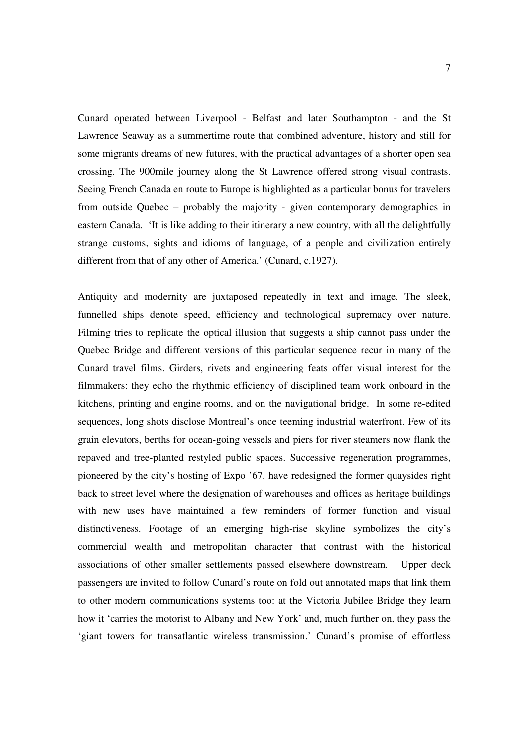Cunard operated between Liverpool - Belfast and later Southampton - and the St Lawrence Seaway as a summertime route that combined adventure, history and still for some migrants dreams of new futures, with the practical advantages of a shorter open sea crossing. The 900mile journey along the St Lawrence offered strong visual contrasts. Seeing French Canada en route to Europe is highlighted as a particular bonus for travelers from outside Quebec – probably the majority - given contemporary demographics in eastern Canada. 'It is like adding to their itinerary a new country, with all the delightfully strange customs, sights and idioms of language, of a people and civilization entirely different from that of any other of America.' (Cunard, c.1927).

Antiquity and modernity are juxtaposed repeatedly in text and image. The sleek, funnelled ships denote speed, efficiency and technological supremacy over nature. Filming tries to replicate the optical illusion that suggests a ship cannot pass under the Quebec Bridge and different versions of this particular sequence recur in many of the Cunard travel films. Girders, rivets and engineering feats offer visual interest for the filmmakers: they echo the rhythmic efficiency of disciplined team work onboard in the kitchens, printing and engine rooms, and on the navigational bridge. In some re-edited sequences, long shots disclose Montreal's once teeming industrial waterfront. Few of its grain elevators, berths for ocean-going vessels and piers for river steamers now flank the repaved and tree-planted restyled public spaces. Successive regeneration programmes, pioneered by the city's hosting of Expo '67, have redesigned the former quaysides right back to street level where the designation of warehouses and offices as heritage buildings with new uses have maintained a few reminders of former function and visual distinctiveness. Footage of an emerging high-rise skyline symbolizes the city's commercial wealth and metropolitan character that contrast with the historical associations of other smaller settlements passed elsewhere downstream. Upper deck passengers are invited to follow Cunard's route on fold out annotated maps that link them to other modern communications systems too: at the Victoria Jubilee Bridge they learn how it 'carries the motorist to Albany and New York' and, much further on, they pass the 'giant towers for transatlantic wireless transmission.' Cunard's promise of effortless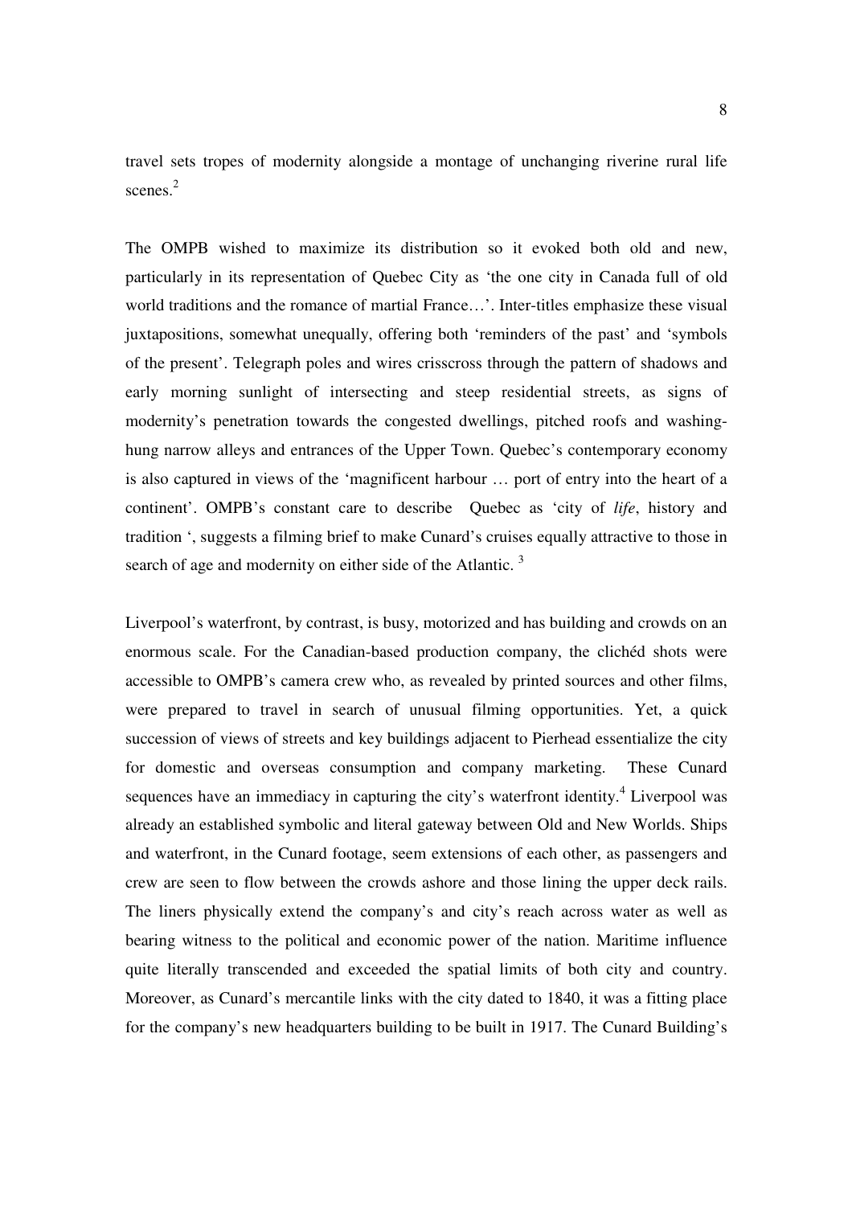travel sets tropes of modernity alongside a montage of unchanging riverine rural life scenes.[2]

The OMPB wished to maximize its distribution so it evoked both old and new, particularly in its representation of Quebec City as 'the one city in Canada full of old world traditions and the romance of martial France…'. Inter-titles emphasize these visual juxtapositions, somewhat unequally, offering both 'reminders of the past' and 'symbols of the present'. Telegraph poles and wires crisscross through the pattern of shadows and early morning sunlight of intersecting and steep residential streets, as signs of modernity's penetration towards the congested dwellings, pitched roofs and washing-hung narrow alleys and entrances of the Upper Town. Quebec's contemporary economy is also captured in views of the 'magnificent harbour … port of entry into the heart of a continent'. OMPB's constant care to describe Quebec as 'city of *life*, history and tradition ', suggests a filming brief to make Cunard's cruises equally attractive to those in search of age and modernity on either side of the Atlantic. [3]

Liverpool's waterfront, by contrast, is busy, motorized and has building and crowds on an enormous scale. For the Canadian-based production company, the clichéd shots were accessible to OMPB's camera crew who, as revealed by printed sources and other films, were prepared to travel in search of unusual filming opportunities. Yet, a quick succession of views of streets and key buildings adjacent to Pierhead essentialize the city for domestic and overseas consumption and company marketing. These Cunard sequences have an immediacy in capturing the city's waterfront identity.[4] Liverpool was already an established symbolic and literal gateway between Old and New Worlds. Ships and waterfront, in the Cunard footage, seem extensions of each other, as passengers and crew are seen to flow between the crowds ashore and those lining the upper deck rails. The liners physically extend the company's and city's reach across water as well as bearing witness to the political and economic power of the nation. Maritime influence quite literally transcended and exceeded the spatial limits of both city and country. Moreover, as Cunard's mercantile links with the city dated to 1840, it was a fitting place for the company's new headquarters building to be built in 1917. The Cunard Building's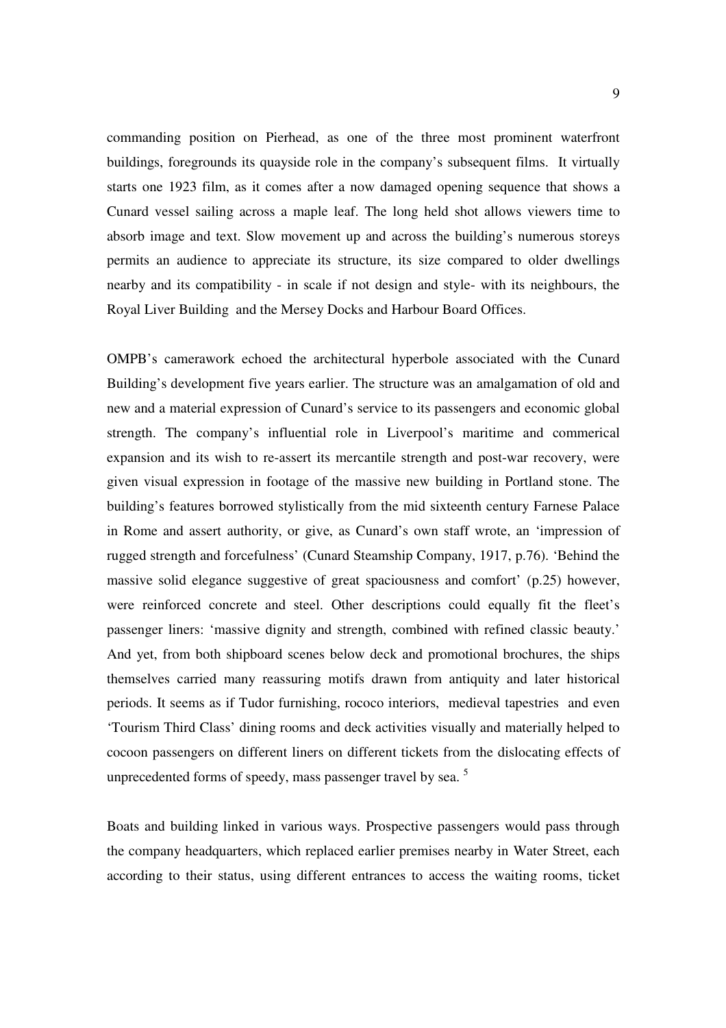commanding position on Pierhead, as one of the three most prominent waterfront buildings, foregrounds its quayside role in the company's subsequent films. It virtually starts one 1923 film, as it comes after a now damaged opening sequence that shows a Cunard vessel sailing across a maple leaf. The long held shot allows viewers time to absorb image and text. Slow movement up and across the building's numerous storeys permits an audience to appreciate its structure, its size compared to older dwellings nearby and its compatibility - in scale if not design and style- with its neighbours, the Royal Liver Building and the Mersey Docks and Harbour Board Offices.

OMPB's camerawork echoed the architectural hyperbole associated with the Cunard Building's development five years earlier. The structure was an amalgamation of old and new and a material expression of Cunard's service to its passengers and economic global strength. The company's influential role in Liverpool's maritime and commerical expansion and its wish to re-assert its mercantile strength and post-war recovery, were given visual expression in footage of the massive new building in Portland stone. The building's features borrowed stylistically from the mid sixteenth century Farnese Palace in Rome and assert authority, or give, as Cunard's own staff wrote, an 'impression of rugged strength and forcefulness' (Cunard Steamship Company, 1917, p.76). 'Behind the massive solid elegance suggestive of great spaciousness and comfort' (p.25) however, were reinforced concrete and steel. Other descriptions could equally fit the fleet's passenger liners: 'massive dignity and strength, combined with refined classic beauty.' And yet, from both shipboard scenes below deck and promotional brochures, the ships themselves carried many reassuring motifs drawn from antiquity and later historical periods. It seems as if Tudor furnishing, rococo interiors, medieval tapestries and even 'Tourism Third Class' dining rooms and deck activities visually and materially helped to cocoon passengers on different liners on different tickets from the dislocating effects of unprecedented forms of speedy, mass passenger travel by sea. [5]

Boats and building linked in various ways. Prospective passengers would pass through the company headquarters, which replaced earlier premises nearby in Water Street, each according to their status, using different entrances to access the waiting rooms, ticket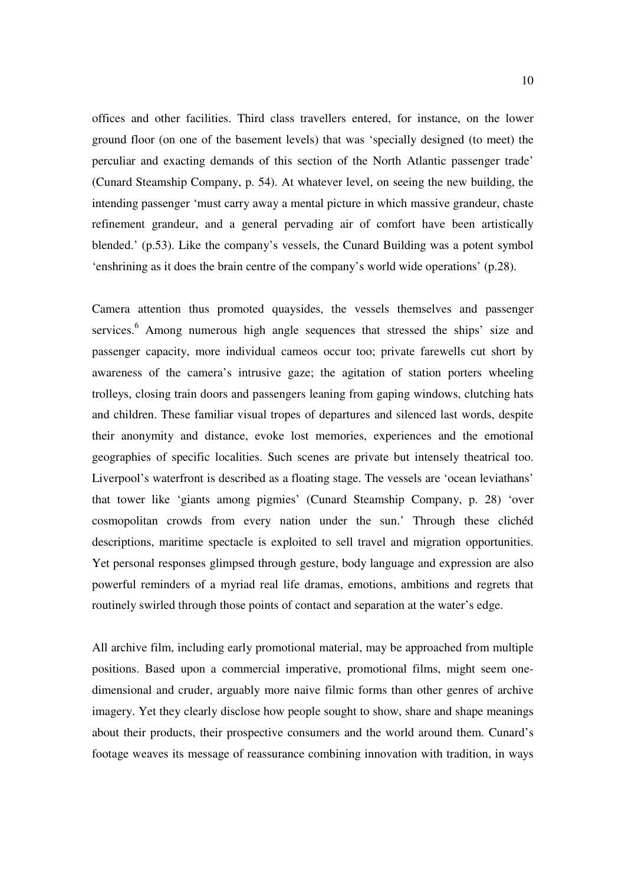offices and other facilities. Third class travellers entered, for instance, on the lower ground floor (on one of the basement levels) that was 'specially designed (to meet) the perculiar and exacting demands of this section of the North Atlantic passenger trade' (Cunard Steamship Company, p. 54). At whatever level, on seeing the new building, the intending passenger 'must carry away a mental picture in which massive grandeur, chaste refinement grandeur, and a general pervading air of comfort have been artistically blended.' (p.53). Like the company's vessels, the Cunard Building was a potent symbol 'enshrining as it does the brain centre of the company's world wide operations' (p.28).

Camera attention thus promoted quaysides, the vessels themselves and passenger services.[6] Among numerous high angle sequences that stressed the ships' size and passenger capacity, more individual cameos occur too; private farewells cut short by awareness of the camera's intrusive gaze; the agitation of station porters wheeling trolleys, closing train doors and passengers leaning from gaping windows, clutching hats and children. These familiar visual tropes of departures and silenced last words, despite their anonymity and distance, evoke lost memories, experiences and the emotional geographies of specific localities. Such scenes are private but intensely theatrical too. Liverpool's waterfront is described as a floating stage. The vessels are 'ocean leviathans' that tower like 'giants among pigmies' (Cunard Steamship Company, p. 28) 'over cosmopolitan crowds from every nation under the sun.' Through these clichéd descriptions, maritime spectacle is exploited to sell travel and migration opportunities. Yet personal responses glimpsed through gesture, body language and expression are also powerful reminders of a myriad real life dramas, emotions, ambitions and regrets that routinely swirled through those points of contact and separation at the water's edge.

All archive film, including early promotional material, may be approached from multiple positions. Based upon a commercial imperative, promotional films, might seem one-dimensional and cruder, arguably more naive filmic forms than other genres of archive imagery. Yet they clearly disclose how people sought to show, share and shape meanings about their products, their prospective consumers and the world around them. Cunard's footage weaves its message of reassurance combining innovation with tradition, in ways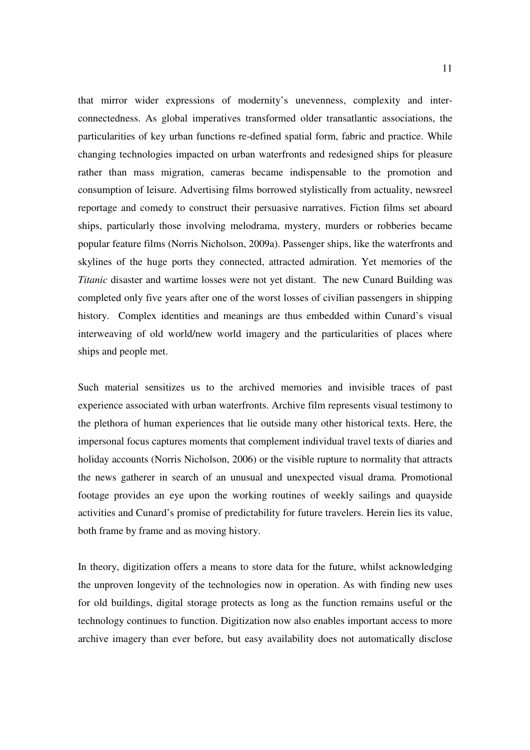that mirror wider expressions of modernity's unevenness, complexity and inter-connectedness. As global imperatives transformed older transatlantic associations, the particularities of key urban functions re-defined spatial form, fabric and practice. While changing technologies impacted on urban waterfronts and redesigned ships for pleasure rather than mass migration, cameras became indispensable to the promotion and consumption of leisure. Advertising films borrowed stylistically from actuality, newsreel reportage and comedy to construct their persuasive narratives. Fiction films set aboard ships, particularly those involving melodrama, mystery, murders or robberies became popular feature films (Norris Nicholson, 2009a). Passenger ships, like the waterfronts and skylines of the huge ports they connected, attracted admiration. Yet memories of the *Titanic* disaster and wartime losses were not yet distant. The new Cunard Building was completed only five years after one of the worst losses of civilian passengers in shipping history. Complex identities and meanings are thus embedded within Cunard's visual interweaving of old world/new world imagery and the particularities of places where ships and people met.

Such material sensitizes us to the archived memories and invisible traces of past experience associated with urban waterfronts. Archive film represents visual testimony to the plethora of human experiences that lie outside many other historical texts. Here, the impersonal focus captures moments that complement individual travel texts of diaries and holiday accounts (Norris Nicholson, 2006) or the visible rupture to normality that attracts the news gatherer in search of an unusual and unexpected visual drama. Promotional footage provides an eye upon the working routines of weekly sailings and quayside activities and Cunard's promise of predictability for future travelers. Herein lies its value, both frame by frame and as moving history.

In theory, digitization offers a means to store data for the future, whilst acknowledging the unproven longevity of the technologies now in operation. As with finding new uses for old buildings, digital storage protects as long as the function remains useful or the technology continues to function. Digitization now also enables important access to more archive imagery than ever before, but easy availability does not automatically disclose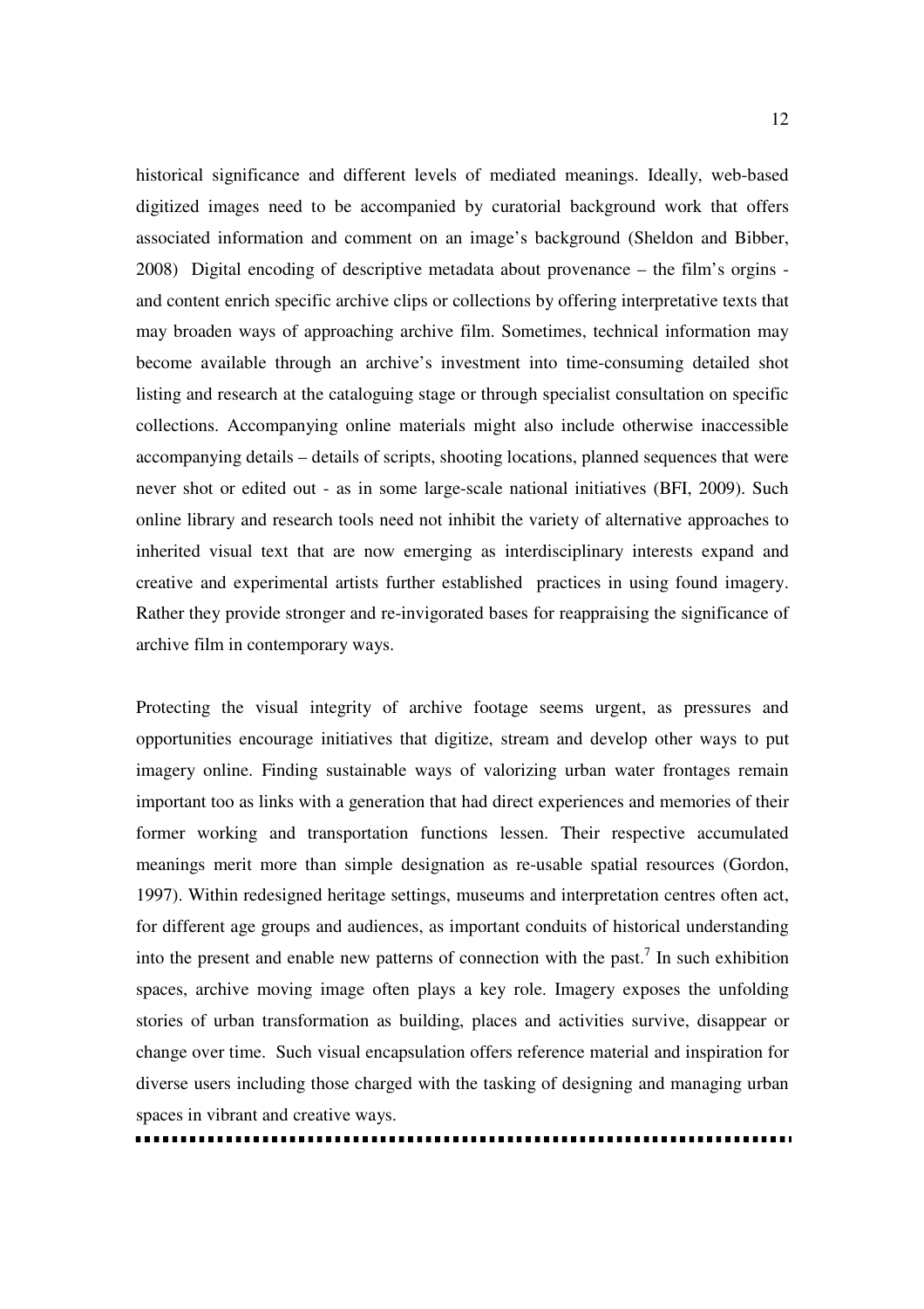historical significance and different levels of mediated meanings. Ideally, web-based digitized images need to be accompanied by curatorial background work that offers associated information and comment on an image's background (Sheldon and Bibber, 2008) Digital encoding of descriptive metadata about provenance – the film's orgins - and content enrich specific archive clips or collections by offering interpretative texts that may broaden ways of approaching archive film. Sometimes, technical information may become available through an archive's investment into time-consuming detailed shot listing and research at the cataloguing stage or through specialist consultation on specific collections. Accompanying online materials might also include otherwise inaccessible accompanying details – details of scripts, shooting locations, planned sequences that were never shot or edited out - as in some large-scale national initiatives (BFI, 2009). Such online library and research tools need not inhibit the variety of alternative approaches to inherited visual text that are now emerging as interdisciplinary interests expand and creative and experimental artists further established practices in using found imagery. Rather they provide stronger and re-invigorated bases for reappraising the significance of archive film in contemporary ways.

Protecting the visual integrity of archive footage seems urgent, as pressures and opportunities encourage initiatives that digitize, stream and develop other ways to put imagery online. Finding sustainable ways of valorizing urban water frontages remain important too as links with a generation that had direct experiences and memories of their former working and transportation functions lessen. Their respective accumulated meanings merit more than simple designation as re-usable spatial resources (Gordon, 1997). Within redesigned heritage settings, museums and interpretation centres often act, for different age groups and audiences, as important conduits of historical understanding into the present and enable new patterns of connection with the past.[7] In such exhibition spaces, archive moving image often plays a key role. Imagery exposes the unfolding stories of urban transformation as building, places and activities survive, disappear or change over time. Such visual encapsulation offers reference material and inspiration for diverse users including those charged with the tasking of designing and managing urban spaces in vibrant and creative ways.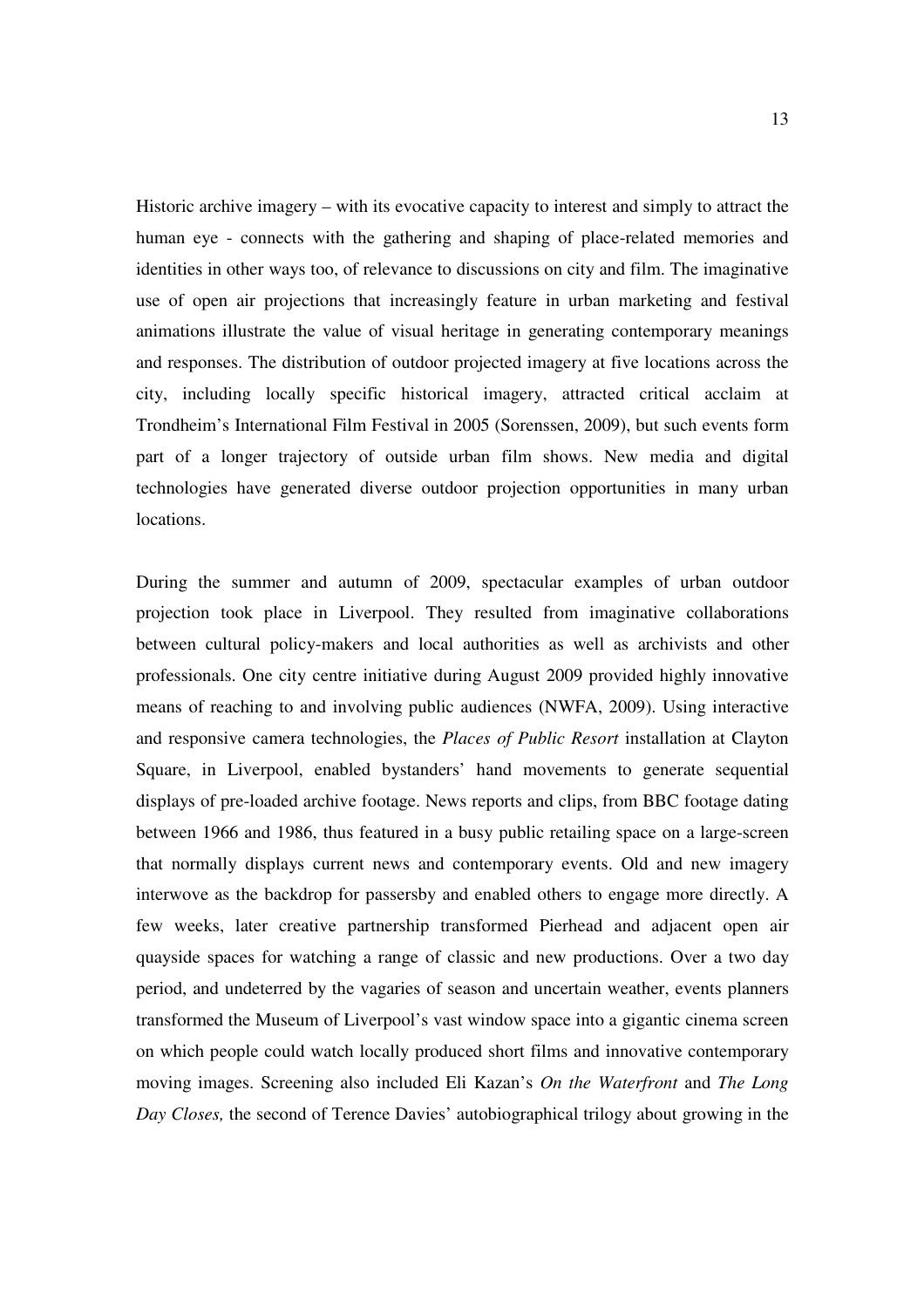Historic archive imagery – with its evocative capacity to interest and simply to attract the human eye - connects with the gathering and shaping of place-related memories and identities in other ways too, of relevance to discussions on city and film. The imaginative use of open air projections that increasingly feature in urban marketing and festival animations illustrate the value of visual heritage in generating contemporary meanings and responses. The distribution of outdoor projected imagery at five locations across the city, including locally specific historical imagery, attracted critical acclaim at Trondheim's International Film Festival in 2005 (Sorenssen, 2009), but such events form part of a longer trajectory of outside urban film shows. New media and digital technologies have generated diverse outdoor projection opportunities in many urban locations.

During the summer and autumn of 2009, spectacular examples of urban outdoor projection took place in Liverpool. They resulted from imaginative collaborations between cultural policy-makers and local authorities as well as archivists and other professionals. One city centre initiative during August 2009 provided highly innovative means of reaching to and involving public audiences (NWFA, 2009). Using interactive and responsive camera technologies, the *Places of Public Resort* installation at Clayton Square, in Liverpool, enabled bystanders' hand movements to generate sequential displays of pre-loaded archive footage. News reports and clips, from BBC footage dating between 1966 and 1986, thus featured in a busy public retailing space on a large-screen that normally displays current news and contemporary events. Old and new imagery interwove as the backdrop for passersby and enabled others to engage more directly. A few weeks, later creative partnership transformed Pierhead and adjacent open air quayside spaces for watching a range of classic and new productions. Over a two day period, and undeterred by the vagaries of season and uncertain weather, events planners transformed the Museum of Liverpool's vast window space into a gigantic cinema screen on which people could watch locally produced short films and innovative contemporary moving images. Screening also included Eli Kazan's *On the Waterfront* and *The Long Day Closes,* the second of Terence Davies' autobiographical trilogy about growing in the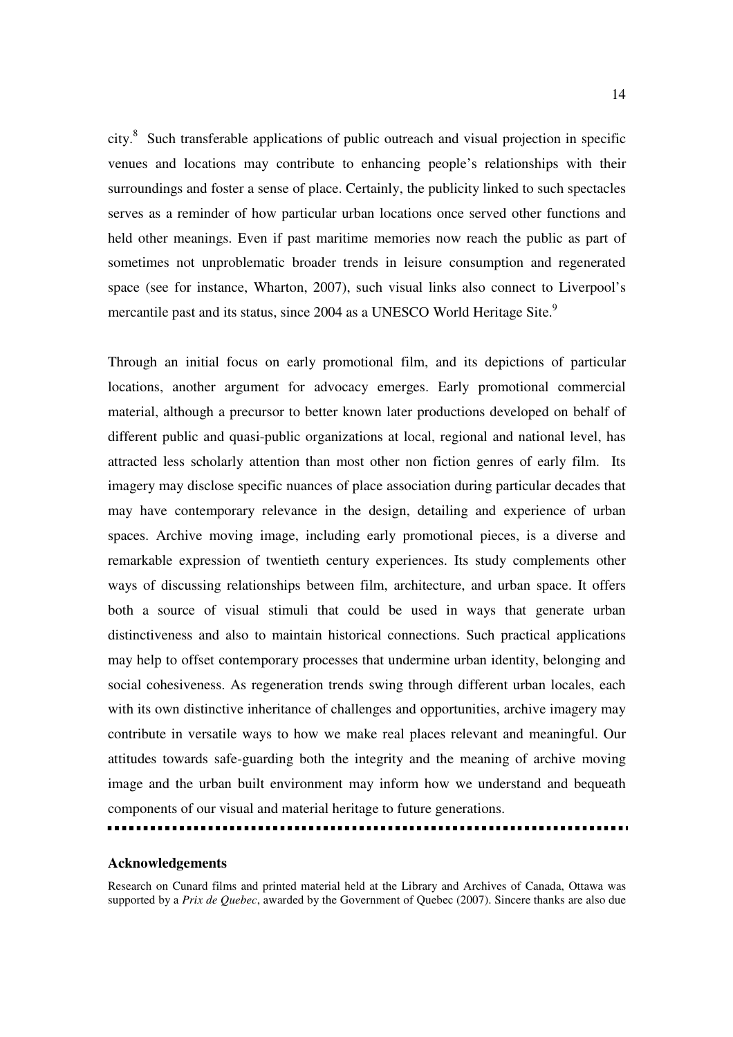city.[8] Such transferable applications of public outreach and visual projection in specific venues and locations may contribute to enhancing people's relationships with their surroundings and foster a sense of place. Certainly, the publicity linked to such spectacles serves as a reminder of how particular urban locations once served other functions and held other meanings. Even if past maritime memories now reach the public as part of sometimes not unproblematic broader trends in leisure consumption and regenerated space (see for instance, Wharton, 2007), such visual links also connect to Liverpool's mercantile past and its status, since 2004 as a UNESCO World Heritage Site.[9]

Through an initial focus on early promotional film, and its depictions of particular locations, another argument for advocacy emerges. Early promotional commercial material, although a precursor to better known later productions developed on behalf of different public and quasi-public organizations at local, regional and national level, has attracted less scholarly attention than most other non fiction genres of early film. Its imagery may disclose specific nuances of place association during particular decades that may have contemporary relevance in the design, detailing and experience of urban spaces. Archive moving image, including early promotional pieces, is a diverse and remarkable expression of twentieth century experiences. Its study complements other ways of discussing relationships between film, architecture, and urban space. It offers both a source of visual stimuli that could be used in ways that generate urban distinctiveness and also to maintain historical connections. Such practical applications may help to offset contemporary processes that undermine urban identity, belonging and social cohesiveness. As regeneration trends swing through different urban locales, each with its own distinctive inheritance of challenges and opportunities, archive imagery may contribute in versatile ways to how we make real places relevant and meaningful. Our attitudes towards safe-guarding both the integrity and the meaning of archive moving image and the urban built environment may inform how we understand and bequeath components of our visual and material heritage to future generations.

---

**Acknowledgements**

Research on Cunard films and printed material held at the Library and Archives of Canada, Ottawa was supported by a *Prix de Quebec*, awarded by the Government of Quebec (2007). Sincere thanks are also due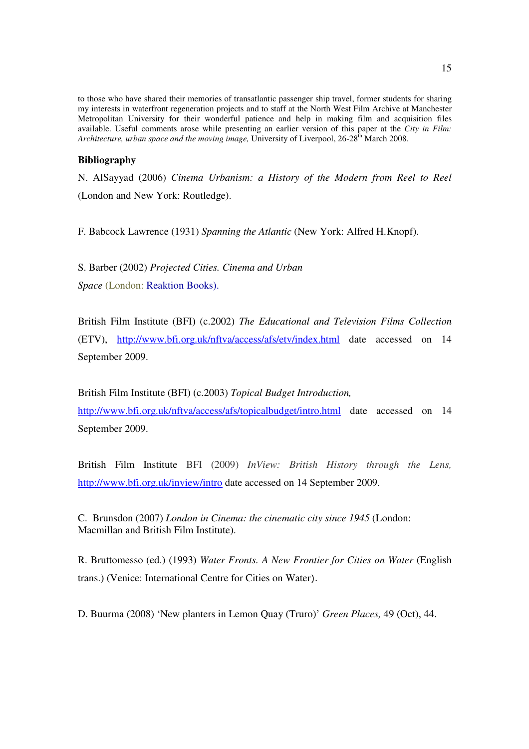to those who have shared their memories of transatlantic passenger ship travel, former students for sharing my interests in waterfront regeneration projects and to staff at the North West Film Archive at Manchester Metropolitan University for their wonderful patience and help in making film and acquisition files available. Useful comments arose while presenting an earlier version of this paper at the *City in Film: Architecture, urban space and the moving image,* University of Liverpool, 26-28th March 2008.

**Bibliography**

N. AlSayyad (2006) *Cinema Urbanism: a History of the Modern from Reel to Reel* (London and New York: Routledge).

F. Babcock Lawrence (1931) *Spanning the Atlantic* (New York: Alfred H.Knopf).

S. Barber (2002) *Projected Cities. Cinema and Urban Space* (London: Reaktion Books).

British Film Institute (BFI) (c.2002) *The Educational and Television Films Collection* (ETV), http://www.bfi.org.uk/nftva/access/afs/etv/index.html date accessed on 14 September 2009.

British Film Institute (BFI) (c.2003) *Topical Budget Introduction,* http://www.bfi.org.uk/nftva/access/afs/topicalbudget/intro.html date accessed on 14 September 2009.

British Film Institute BFI (2009) *InView: British History through the Lens,* http://www.bfi.org.uk/inview/intro date accessed on 14 September 2009.

C. Brunsdon (2007) *London in Cinema: the cinematic city since 1945* (London: Macmillan and British Film Institute).

R. Bruttomesso (ed.) (1993) *Water Fronts. A New Frontier for Cities on Water* (English trans.) (Venice: International Centre for Cities on Water).

D. Buurma (2008) 'New planters in Lemon Quay (Truro)' *Green Places,* 49 (Oct), 44.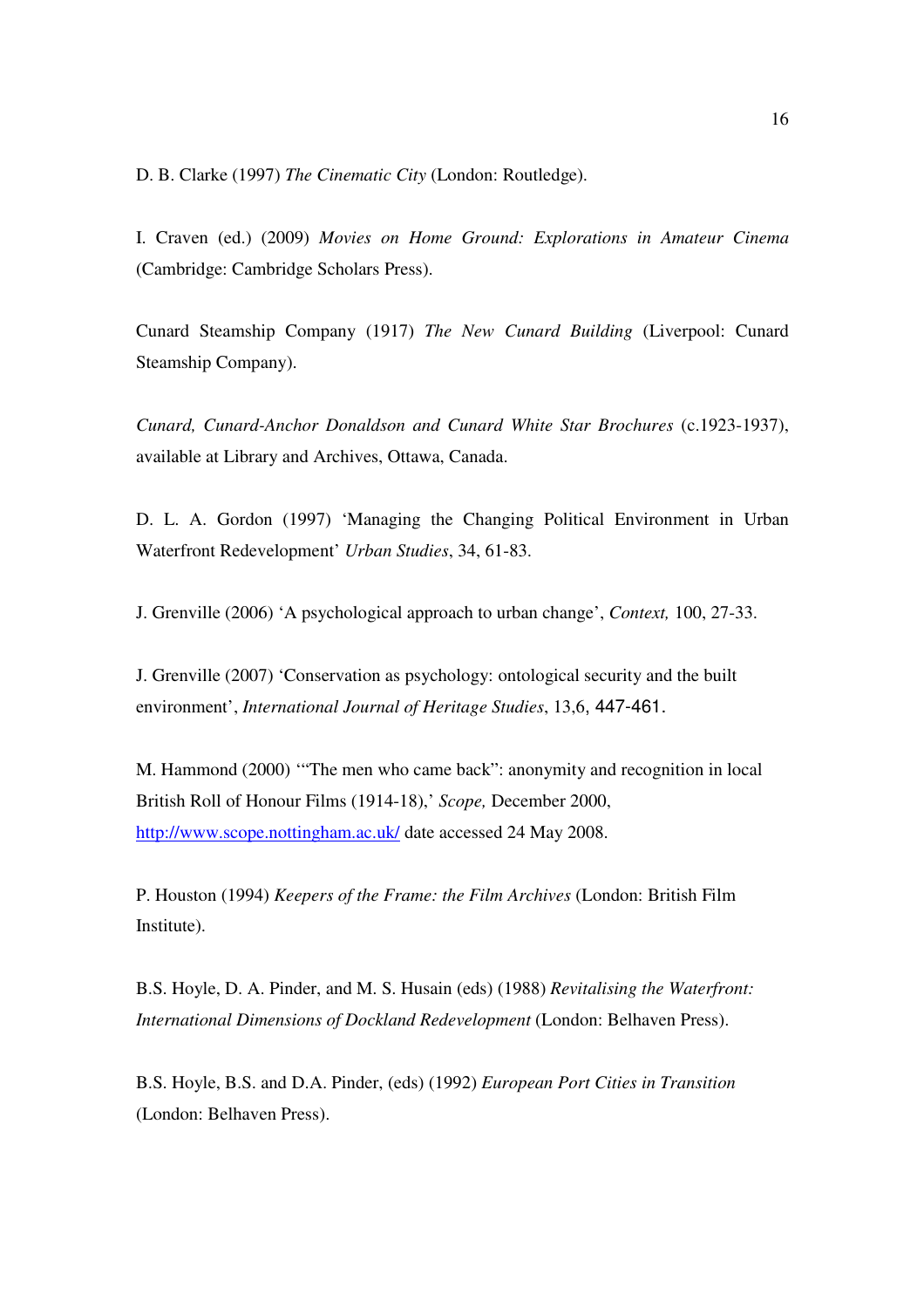D. B. Clarke (1997) *The Cinematic City* (London: Routledge).

I. Craven (ed.) (2009) *Movies on Home Ground: Explorations in Amateur Cinema* (Cambridge: Cambridge Scholars Press).

Cunard Steamship Company (1917) *The New Cunard Building* (Liverpool: Cunard Steamship Company).

*Cunard, Cunard-Anchor Donaldson and Cunard White Star Brochures* (c.1923-1937), available at Library and Archives, Ottawa, Canada.

D. L. A. Gordon (1997) 'Managing the Changing Political Environment in Urban Waterfront Redevelopment' *Urban Studies*, 34, 61-83.

J. Grenville (2006) 'A psychological approach to urban change', *Context,* 100, 27-33.

J. Grenville (2007) 'Conservation as psychology: ontological security and the built environment', *International Journal of Heritage Studies*, 13,6, 447-461.

M. Hammond (2000) '"The men who came back": anonymity and recognition in local British Roll of Honour Films (1914-18),' *Scope,* December 2000, http://www.scope.nottingham.ac.uk/ date accessed 24 May 2008.

P. Houston (1994) *Keepers of the Frame: the Film Archives* (London: British Film Institute).

B.S. Hoyle, D. A. Pinder, and M. S. Husain (eds) (1988) *Revitalising the Waterfront: International Dimensions of Dockland Redevelopment* (London: Belhaven Press).

B.S. Hoyle, B.S. and D.A. Pinder, (eds) (1992) *European Port Cities in Transition* (London: Belhaven Press).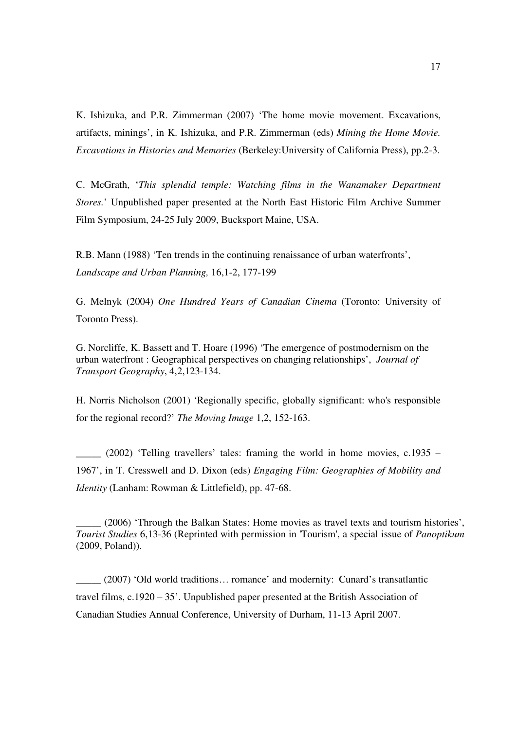K. Ishizuka, and P.R. Zimmerman (2007) 'The home movie movement. Excavations, artifacts, minings', in K. Ishizuka, and P.R. Zimmerman (eds) *Mining the Home Movie. Excavations in Histories and Memories* (Berkeley:University of California Press), pp.2-3.

C. McGrath, '*This splendid temple: Watching films in the Wanamaker Department Stores.*' Unpublished paper presented at the North East Historic Film Archive Summer Film Symposium, 24-25 July 2009, Bucksport Maine, USA.

R.B. Mann (1988) 'Ten trends in the continuing renaissance of urban waterfronts', *Landscape and Urban Planning,* 16,1-2, 177-199

G. Melnyk (2004) *One Hundred Years of Canadian Cinema* (Toronto: University of Toronto Press).

G. Norcliffe, K. Bassett and T. Hoare (1996) 'The emergence of postmodernism on the urban waterfront : Geographical perspectives on changing relationships', *Journal of Transport Geography*, 4,2,123-134.

H. Norris Nicholson (2001) 'Regionally specific, globally significant: who's responsible for the regional record?' *The Moving Image* 1,2, 152-163.

_____ (2002) 'Telling travellers' tales: framing the world in home movies, c.1935 – 1967', in T. Cresswell and D. Dixon (eds) *Engaging Film: Geographies of Mobility and Identity* (Lanham: Rowman & Littlefield), pp. 47-68.

_____ (2006) 'Through the Balkan States: Home movies as travel texts and tourism histories', *Tourist Studies* 6,13-36 (Reprinted with permission in 'Tourism', a special issue of *Panoptikum* (2009, Poland)).

_____ (2007) 'Old world traditions… romance' and modernity: Cunard's transatlantic travel films, c.1920 – 35'. Unpublished paper presented at the British Association of Canadian Studies Annual Conference, University of Durham, 11-13 April 2007.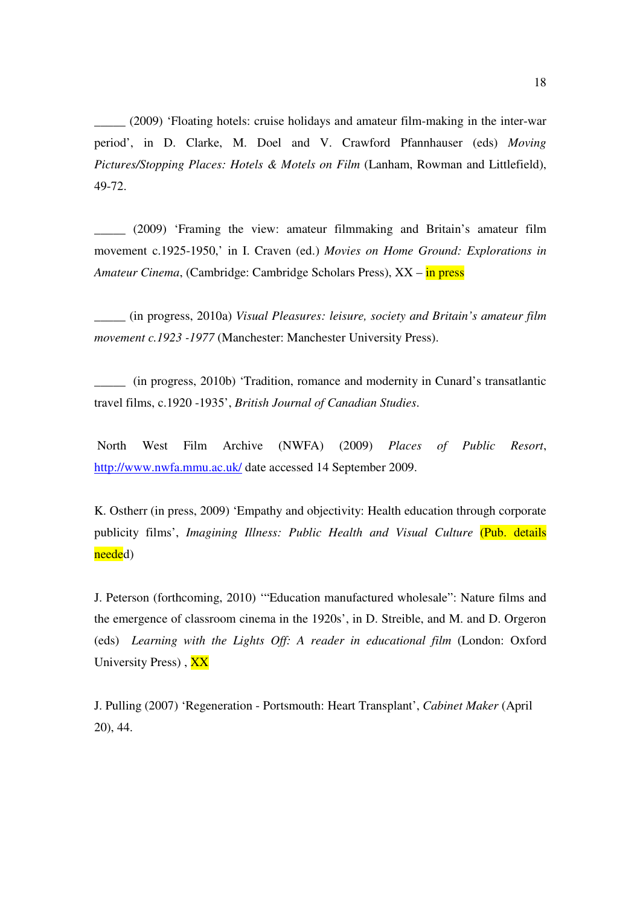_____ (2009) 'Floating hotels: cruise holidays and amateur film-making in the inter-war period', in D. Clarke, M. Doel and V. Crawford Pfannhauser (eds) *Moving Pictures/Stopping Places: Hotels & Motels on Film* (Lanham, Rowman and Littlefield), 49-72.

_____ (2009) 'Framing the view: amateur filmmaking and Britain's amateur film movement c.1925-1950,' in I. Craven (ed.) *Movies on Home Ground: Explorations in Amateur Cinema*, (Cambridge: Cambridge Scholars Press), XX – in press

_____ (in progress, 2010a) *Visual Pleasures: leisure, society and Britain's amateur film movement c.1923 -1977* (Manchester: Manchester University Press).

_____ (in progress, 2010b) 'Tradition, romance and modernity in Cunard's transatlantic travel films, c.1920 -1935', *British Journal of Canadian Studies*.

North West Film Archive (NWFA) (2009) *Places of Public Resort*, http://www.nwfa.mmu.ac.uk/ date accessed 14 September 2009.

K. Ostherr (in press, 2009) 'Empathy and objectivity: Health education through corporate publicity films', *Imagining Illness: Public Health and Visual Culture* (Pub. details needed)

J. Peterson (forthcoming, 2010) '"Education manufactured wholesale": Nature films and the emergence of classroom cinema in the 1920s', in D. Streible, and M. and D. Orgeron (eds) *Learning with the Lights Off: A reader in educational film* (London: Oxford University Press) , XX

J. Pulling (2007) 'Regeneration - Portsmouth: Heart Transplant', *Cabinet Maker* (April 20), 44.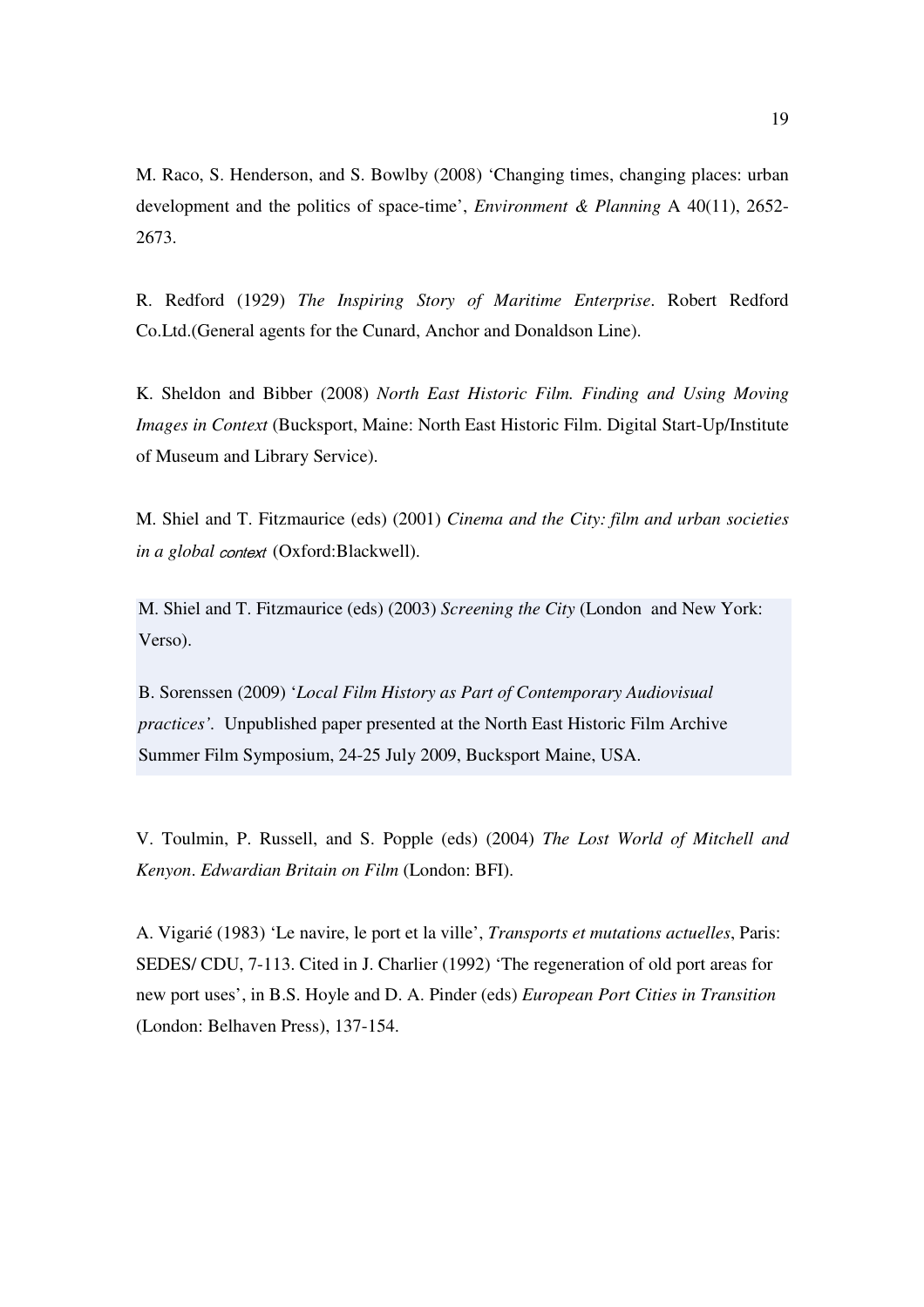M. Raco, S. Henderson, and S. Bowlby (2008) 'Changing times, changing places: urban development and the politics of space-time', *Environment & Planning* A 40(11), 2652-2673.

R. Redford (1929) *The Inspiring Story of Maritime Enterprise*. Robert Redford Co.Ltd.(General agents for the Cunard, Anchor and Donaldson Line).

K. Sheldon and Bibber (2008) *North East Historic Film. Finding and Using Moving Images in Context* (Bucksport, Maine: North East Historic Film. Digital Start-Up/Institute of Museum and Library Service).

M. Shiel and T. Fitzmaurice (eds) (2001) *Cinema and the City: film and urban societies in a global context* (Oxford:Blackwell).

M. Shiel and T. Fitzmaurice (eds) (2003) *Screening the City* (London and New York: Verso).

B. Sorenssen (2009) '*Local Film History as Part of Contemporary Audiovisual practices'*. Unpublished paper presented at the North East Historic Film Archive Summer Film Symposium, 24-25 July 2009, Bucksport Maine, USA.

V. Toulmin, P. Russell, and S. Popple (eds) (2004) *The Lost World of Mitchell and Kenyon*. *Edwardian Britain on Film* (London: BFI).

A. Vigarié (1983) 'Le navire, le port et la ville', *Transports et mutations actuelles*, Paris: SEDES/ CDU, 7-113. Cited in J. Charlier (1992) 'The regeneration of old port areas for new port uses', in B.S. Hoyle and D. A. Pinder (eds) *European Port Cities in Transition* (London: Belhaven Press), 137-154.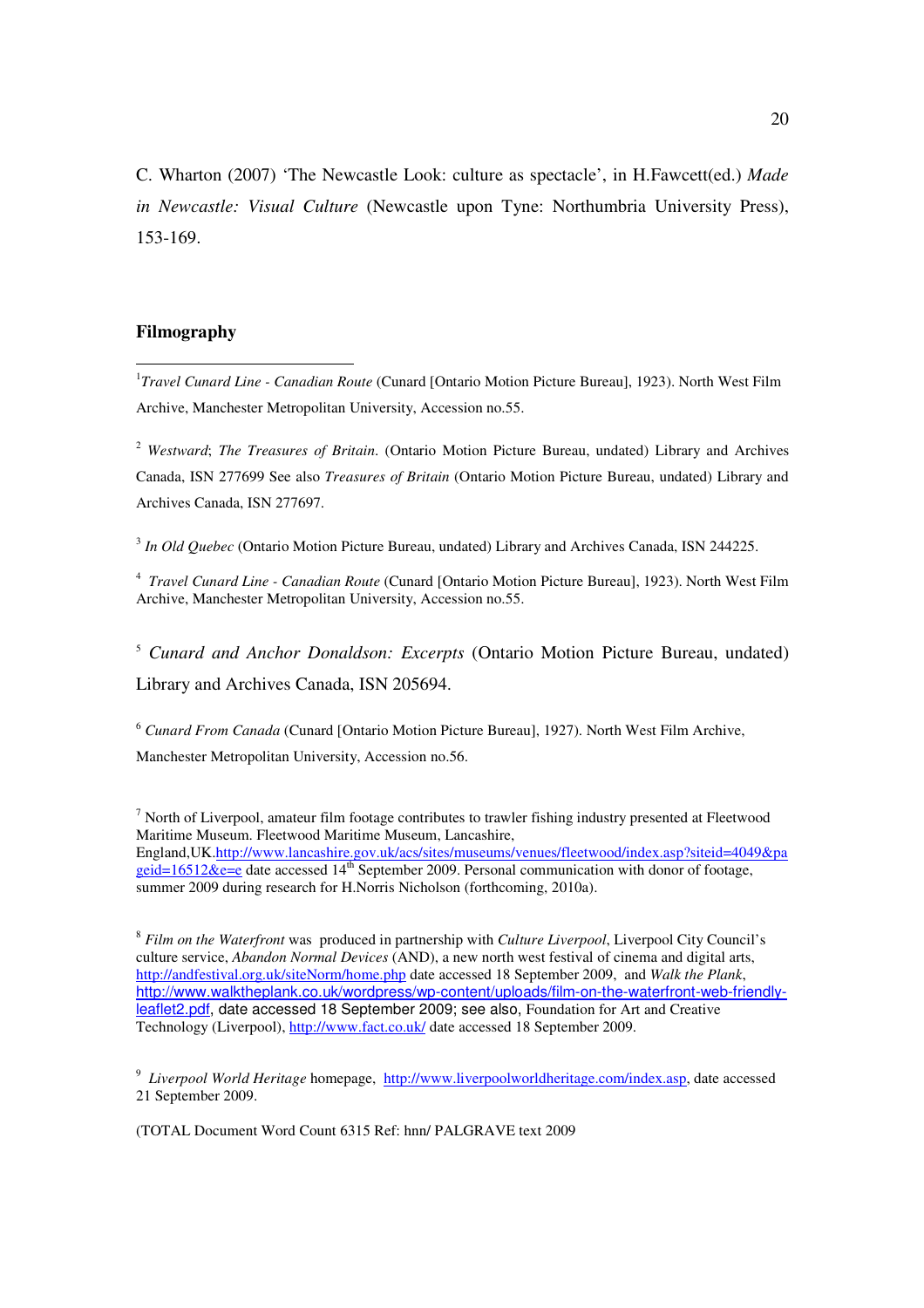C. Wharton (2007) 'The Newcastle Look: culture as spectacle', in H.Fawcett(ed.) *Made in Newcastle: Visual Culture* (Newcastle upon Tyne: Northumbria University Press), 153-169.

**Filmography**

---

[1] *Travel Cunard Line - Canadian Route* (Cunard [Ontario Motion Picture Bureau], 1923). North West Film Archive, Manchester Metropolitan University, Accession no.55.

[2] *Westward*; *The Treasures of Britain*. (Ontario Motion Picture Bureau, undated) Library and Archives Canada, ISN 277699 See also *Treasures of Britain* (Ontario Motion Picture Bureau, undated) Library and Archives Canada, ISN 277697.

[3] *In Old Quebec* (Ontario Motion Picture Bureau, undated) Library and Archives Canada, ISN 244225.

[4] *Travel Cunard Line - Canadian Route* (Cunard [Ontario Motion Picture Bureau], 1923). North West Film Archive, Manchester Metropolitan University, Accession no.55.

[5] *Cunard and Anchor Donaldson: Excerpts* (Ontario Motion Picture Bureau, undated) Library and Archives Canada, ISN 205694.

[6] *Cunard From Canada* (Cunard [Ontario Motion Picture Bureau], 1927). North West Film Archive, Manchester Metropolitan University, Accession no.56.

[7] North of Liverpool, amateur film footage contributes to trawler fishing industry presented at Fleetwood Maritime Museum. Fleetwood Maritime Museum, Lancashire, England,UK.http://www.lancashire.gov.uk/acs/sites/museums/venues/fleetwood/index.asp?siteid=4049&pageid=16512&e=e date accessed 14th September 2009. Personal communication with donor of footage, summer 2009 during research for H.Norris Nicholson (forthcoming, 2010a).

[8] *Film on the Waterfront* was produced in partnership with *Culture Liverpool*, Liverpool City Council's culture service, *Abandon Normal Devices* (AND), a new north west festival of cinema and digital arts, http://andfestival.org.uk/siteNorm/home.php date accessed 18 September 2009, and *Walk the Plank*, http://www.walktheplank.co.uk/wordpress/wp-content/uploads/film-on-the-waterfront-web-friendly-leaflet2.pdf, date accessed 18 September 2009; see also, Foundation for Art and Creative Technology (Liverpool), http://www.fact.co.uk/ date accessed 18 September 2009.

[9] *Liverpool World Heritage* homepage, http://www.liverpoolworldheritage.com/index.asp, date accessed 21 September 2009.

(TOTAL Document Word Count 6315 Ref: hnn/ PALGRAVE text 2009